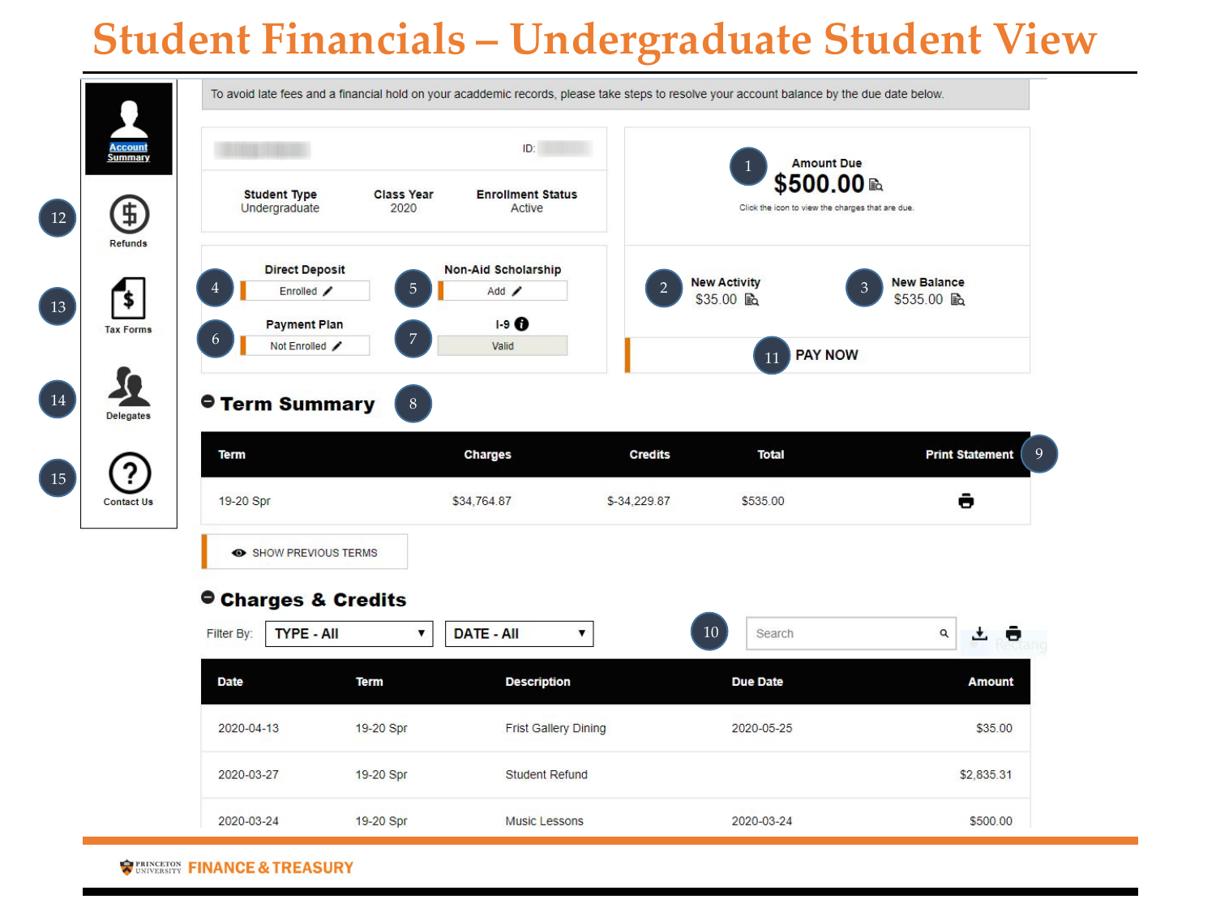# Student Financials – Undergraduate Student View

- Account Summary
- 12 Refunds
- 13 Tax Forms
- 14 Delegates
- 15 Contact Us

To avoid late fees and a financial hold on your acaddemic records, please take steps to resolve your account balance by the due date below.

ID:

| Student Type | Class Year | Enrollment Status |
|---|---|---|
| Undergraduate | 2020 | Active |

- 4 **Direct Deposit**: Enrolled
- 5 **Non-Aid Scholarship**: Add
- 6 **Payment Plan**: Not Enrolled
- 7 **I-9**: Valid

1 **Amount Due**
**$500.00**
Click the icon to view the charges that are due.

- 2 **New Activity**: $35.00
- 3 **New Balance**: $535.00

11 **PAY NOW**

## Term Summary (8)

| Term | Charges | Credits | Total | Print Statement (9) |
|---|---|---|---|---|
| 19-20 Spr | $34,764.87 | $-34,229.87 | $535.00 | |

SHOW PREVIOUS TERMS

## Charges & Credits

Filter By: TYPE - All | DATE - All

10 Search

| Date | Term | Description | Due Date | Amount |
|---|---|---|---|---|
| 2020-04-13 | 19-20 Spr | Frist Gallery Dining | 2020-05-25 | $35.00 |
| 2020-03-27 | 19-20 Spr | Student Refund | | $2,835.31 |
| 2020-03-24 | 19-20 Spr | Music Lessons | 2020-03-24 | $500.00 |

PRINCETON UNIVERSITY FINANCE & TREASURY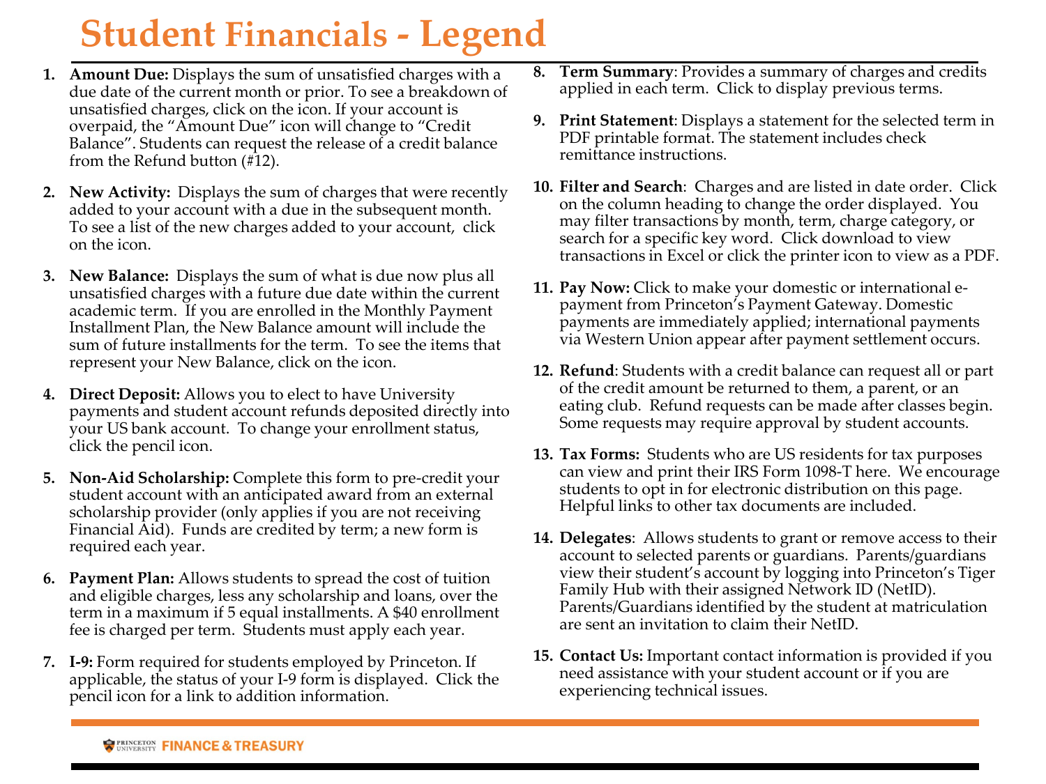# Student Financials - Legend

1. **Amount Due:** Displays the sum of unsatisfied charges with a due date of the current month or prior. To see a breakdown of unsatisfied charges, click on the icon. If your account is overpaid, the "Amount Due" icon will change to "Credit Balance". Students can request the release of a credit balance from the Refund button (#12).

2. **New Activity:** Displays the sum of charges that were recently added to your account with a due in the subsequent month. To see a list of the new charges added to your account, click on the icon.

3. **New Balance:** Displays the sum of what is due now plus all unsatisfied charges with a future due date within the current academic term. If you are enrolled in the Monthly Payment Installment Plan, the New Balance amount will include the sum of future installments for the term. To see the items that represent your New Balance, click on the icon.

4. **Direct Deposit:** Allows you to elect to have University payments and student account refunds deposited directly into your US bank account. To change your enrollment status, click the pencil icon.

5. **Non-Aid Scholarship:** Complete this form to pre-credit your student account with an anticipated award from an external scholarship provider (only applies if you are not receiving Financial Aid). Funds are credited by term; a new form is required each year.

6. **Payment Plan:** Allows students to spread the cost of tuition and eligible charges, less any scholarship and loans, over the term in a maximum if 5 equal installments. A $40 enrollment fee is charged per term. Students must apply each year.

7. **I-9:** Form required for students employed by Princeton. If applicable, the status of your I-9 form is displayed. Click the pencil icon for a link to addition information.

8. **Term Summary**: Provides a summary of charges and credits applied in each term. Click to display previous terms.

9. **Print Statement**: Displays a statement for the selected term in PDF printable format. The statement includes check remittance instructions.

10. **Filter and Search**: Charges and are listed in date order. Click on the column heading to change the order displayed. You may filter transactions by month, term, charge category, or search for a specific key word. Click download to view transactions in Excel or click the printer icon to view as a PDF.

11. **Pay Now:** Click to make your domestic or international e-payment from Princeton's Payment Gateway. Domestic payments are immediately applied; international payments via Western Union appear after payment settlement occurs.

12. **Refund**: Students with a credit balance can request all or part of the credit amount be returned to them, a parent, or an eating club. Refund requests can be made after classes begin. Some requests may require approval by student accounts.

13. **Tax Forms:** Students who are US residents for tax purposes can view and print their IRS Form 1098-T here. We encourage students to opt in for electronic distribution on this page. Helpful links to other tax documents are included.

14. **Delegates**: Allows students to grant or remove access to their account to selected parents or guardians. Parents/guardians view their student's account by logging into Princeton's Tiger Family Hub with their assigned Network ID (NetID). Parents/Guardians identified by the student at matriculation are sent an invitation to claim their NetID.

15. **Contact Us:** Important contact information is provided if you need assistance with your student account or if you are experiencing technical issues.

PRINCETON UNIVERSITY FINANCE & TREASURY